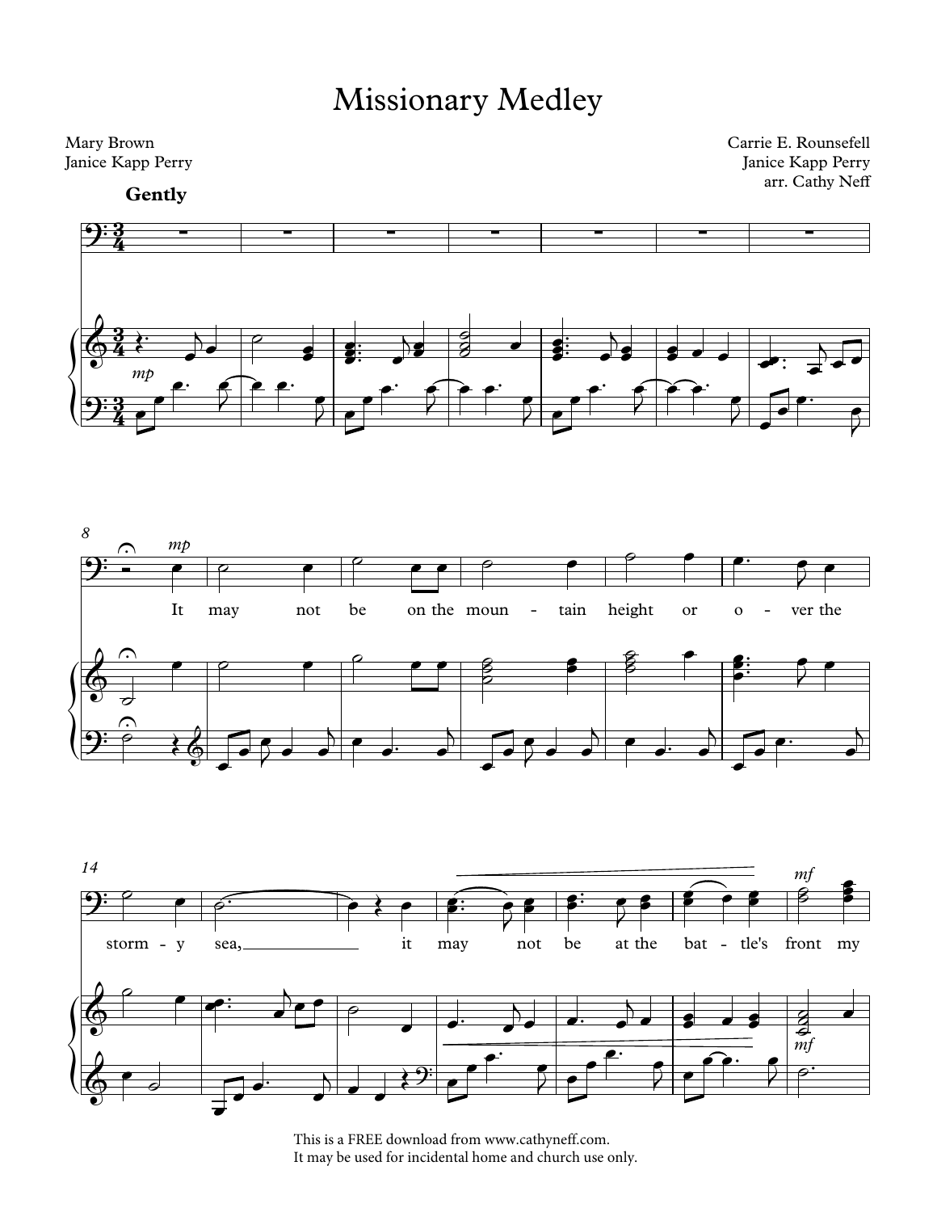# Missionary Medley

Mary Brown
Janice Kapp Perry

Carrie E. Rounsefell
Janice Kapp Perry
arr. Cathy Neff

**Gently**

It may not be on the moun - tain height or o - ver the storm - y sea, it may not be at the bat - tle's front my

This is a FREE download from www.cathyneff.com.
It may be used for incidental home and church use only.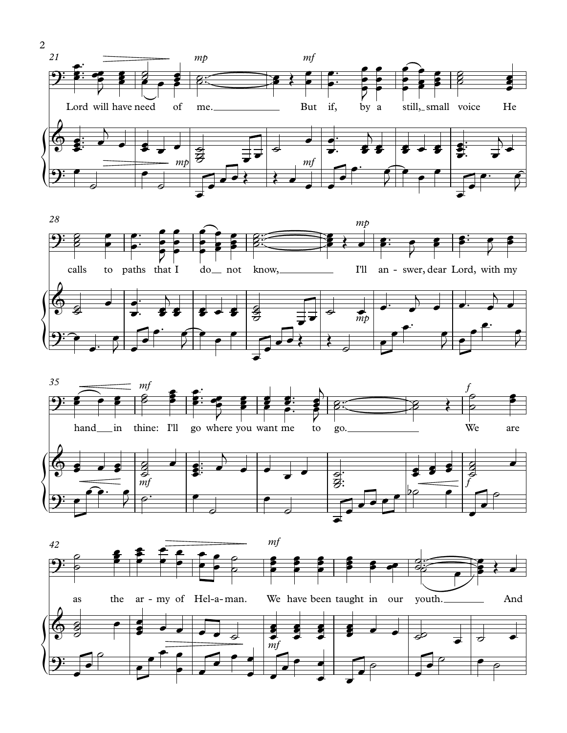Lord will have need of me. But if, by a still, small voice He calls to paths that I do not know, I'll an-swer, dear Lord, with my hand in thine: I'll go where you want me to go. We are as the ar-my of Hel-a-man. We have been taught in our youth. And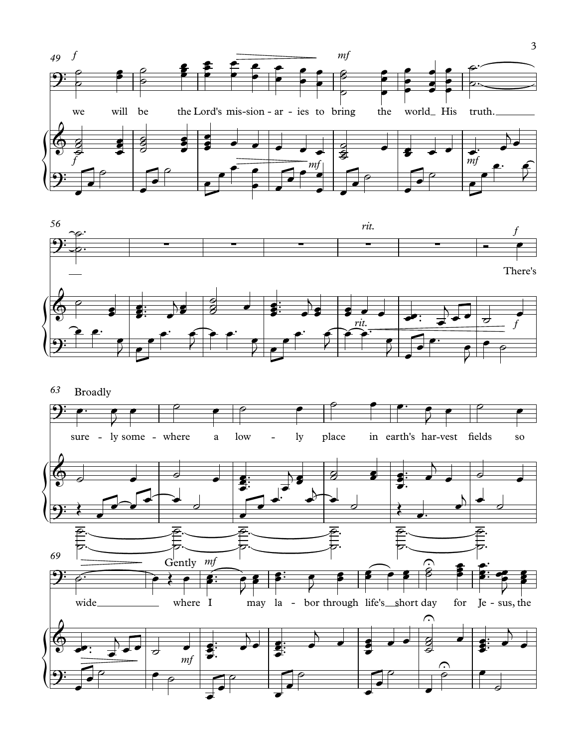we will be the Lord's mis-sion-ar-ies to bring the world His truth.

There's

Broadly

sure-ly some-where a low-ly place in earth's har-vest fields so wide

Gently

where I may la-bor through life's short day for Je-sus, the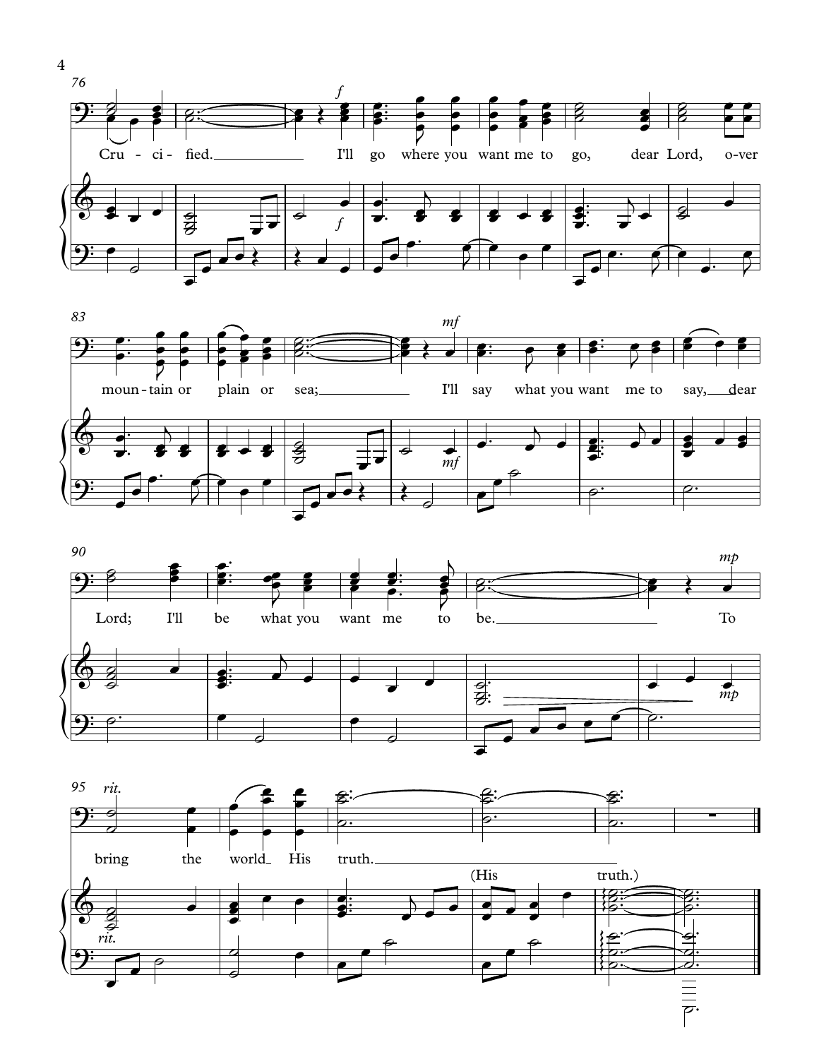Cru - ci - fied. I'll go where you want me to go, dear Lord, o-ver

moun - tain or plain or sea; I'll say what you want me to say, dear

Lord; I'll be what you want me to be. To

*rit.*

bring the world His truth.

(His truth.)